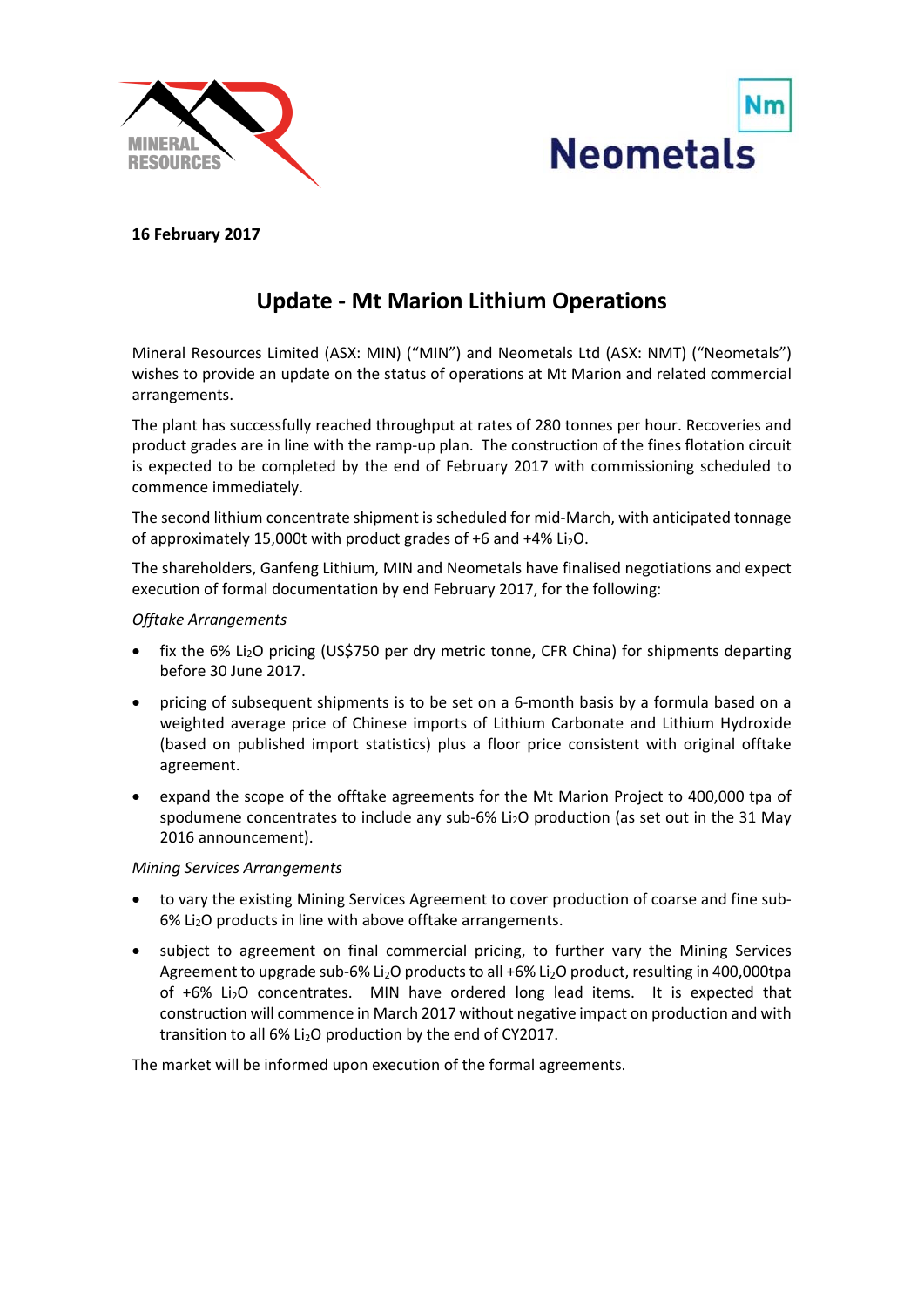**16 February 2017**

# Update - Mt Marion Lithium Operations

Mineral Resources Limited (ASX: MIN) ("MIN") and Neometals Ltd (ASX: NMT) ("Neometals") wishes to provide an update on the status of operations at Mt Marion and related commercial arrangements.

The plant has successfully reached throughput at rates of 280 tonnes per hour. Recoveries and product grades are in line with the ramp-up plan. The construction of the fines flotation circuit is expected to be completed by the end of February 2017 with commissioning scheduled to commence immediately.

The second lithium concentrate shipment is scheduled for mid-March, with anticipated tonnage of approximately 15,000t with product grades of +6 and +4% $Li_2O$.

The shareholders, Ganfeng Lithium, MIN and Neometals have finalised negotiations and expect execution of formal documentation by end February 2017, for the following:

*Offtake Arrangements*

- fix the 6% $Li_2O$ pricing (US$750 per dry metric tonne, CFR China) for shipments departing before 30 June 2017.
- pricing of subsequent shipments is to be set on a 6-month basis by a formula based on a weighted average price of Chinese imports of Lithium Carbonate and Lithium Hydroxide (based on published import statistics) plus a floor price consistent with original offtake agreement.
- expand the scope of the offtake agreements for the Mt Marion Project to 400,000 tpa of spodumene concentrates to include any sub-6% $Li_2O$ production (as set out in the 31 May 2016 announcement).

*Mining Services Arrangements*

- to vary the existing Mining Services Agreement to cover production of coarse and fine sub-6% $Li_2O$ products in line with above offtake arrangements.
- subject to agreement on final commercial pricing, to further vary the Mining Services Agreement to upgrade sub-6% $Li_2O$ products to all +6% $Li_2O$ product, resulting in 400,000tpa of +6% $Li_2O$ concentrates. MIN have ordered long lead items. It is expected that construction will commence in March 2017 without negative impact on production and with transition to all 6% $Li_2O$ production by the end of CY2017.

The market will be informed upon execution of the formal agreements.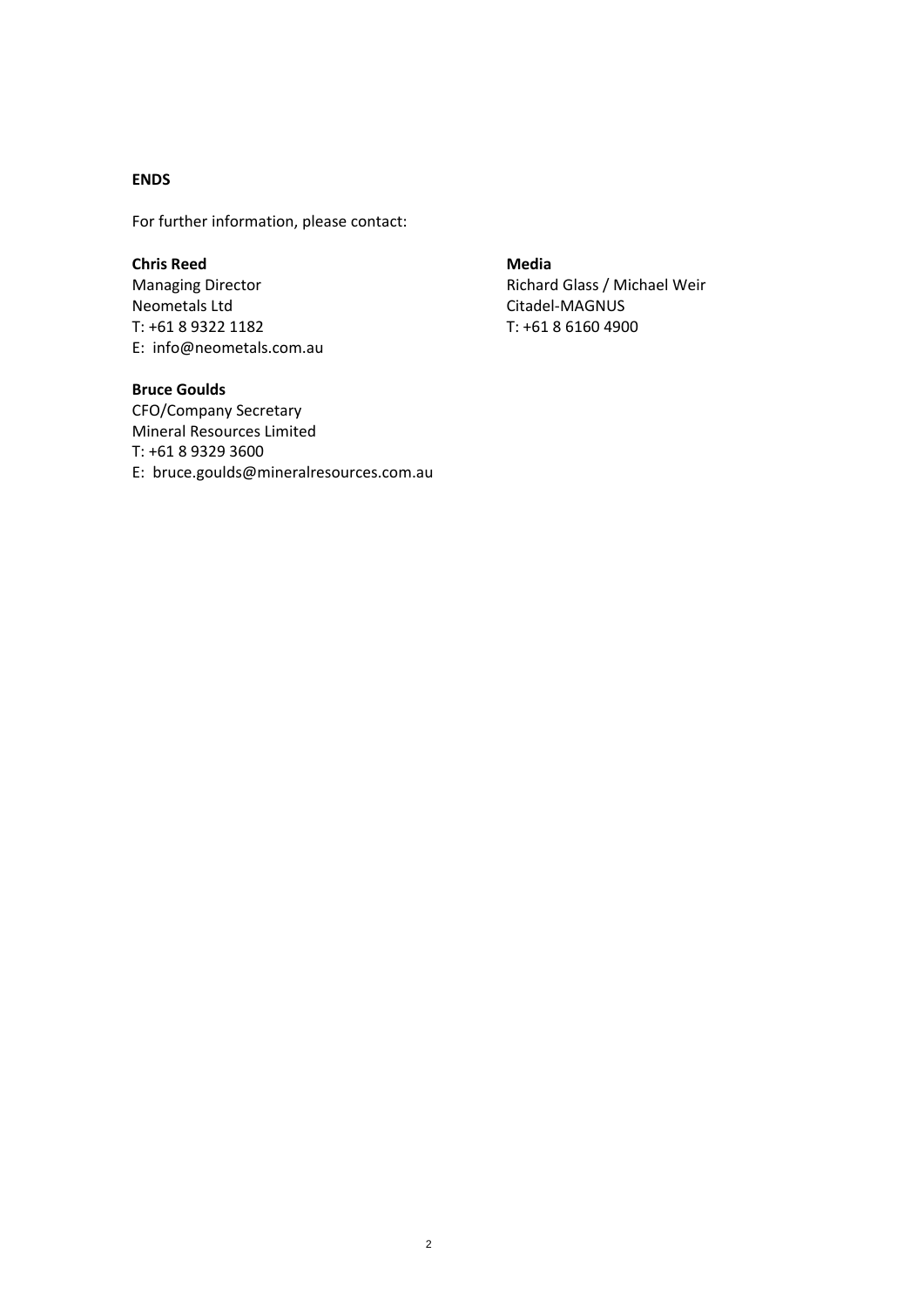**ENDS**

For further information, please contact:

**Chris Reed**
Managing Director
Neometals Ltd
T: +61 8 9322 1182
E: info@neometals.com.au

**Bruce Goulds**
CFO/Company Secretary
Mineral Resources Limited
T: +61 8 9329 3600
E: bruce.goulds@mineralresources.com.au

**Media**
Richard Glass / Michael Weir
Citadel-MAGNUS
T: +61 8 6160 4900